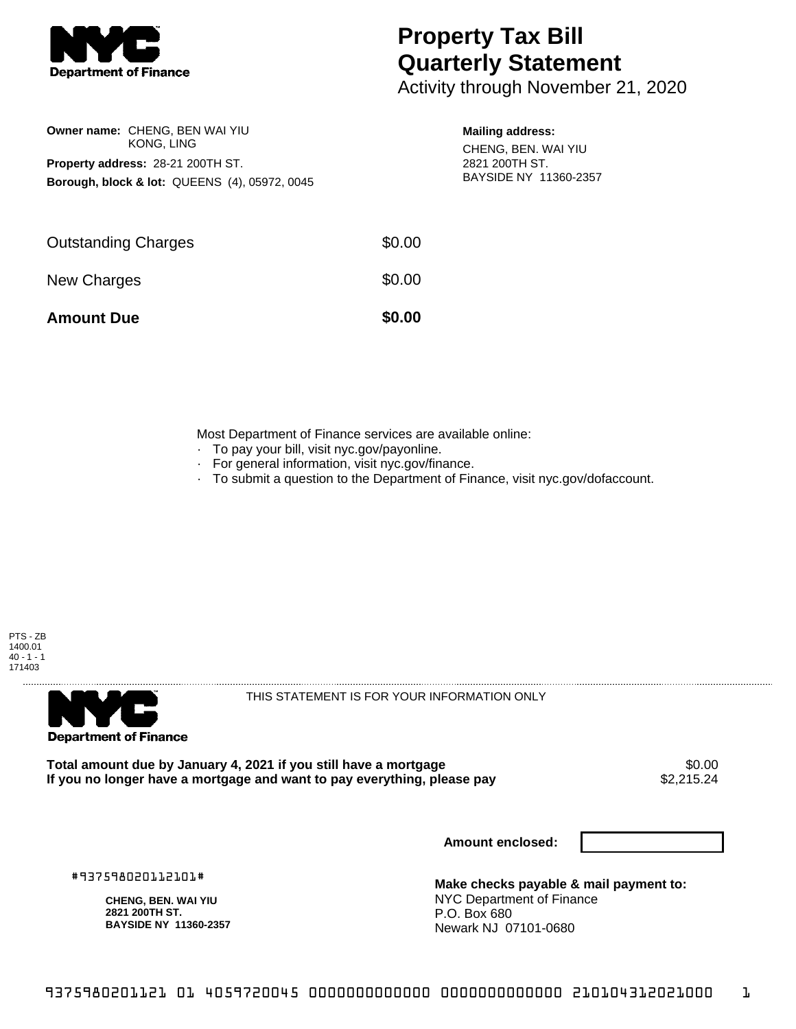# Property Tax Bill Quarterly Statement

Activity through November 21, 2020

**Owner name:** CHENG, BEN WAI YIU
KONG, LING

**Property address:** 28-21 200TH ST.

**Borough, block & lot:** QUEENS (4), 05972, 0045

**Mailing address:**
CHENG, BEN. WAI YIU
2821 200TH ST.
BAYSIDE NY 11360-2357

| | |
|---|---|
| Outstanding Charges | $0.00 |
| New Charges | $0.00 |
| **Amount Due** | **$0.00** |

Most Department of Finance services are available online:

- To pay your bill, visit nyc.gov/payonline.
- For general information, visit nyc.gov/finance.
- To submit a question to the Department of Finance, visit nyc.gov/dofaccount.

PTS - ZB
1400.01
40 - 1 - 1
171403

THIS STATEMENT IS FOR YOUR INFORMATION ONLY

| | |
|---|---|
| **Total amount due by January 4, 2021 if you still have a mortgage** | $0.00 |
| **If you no longer have a mortgage and want to pay everything, please pay** | $2,215.24 |

**Amount enclosed:**

#937598020112101#

**CHENG, BEN. WAI YIU**
**2821 200TH ST.**
**BAYSIDE NY 11360-2357**

**Make checks payable & mail payment to:**
NYC Department of Finance
P.O. Box 680
Newark NJ 07101-0680

9375980201121 01 4059720045 0000000000000 0000000000000 210104312021000 1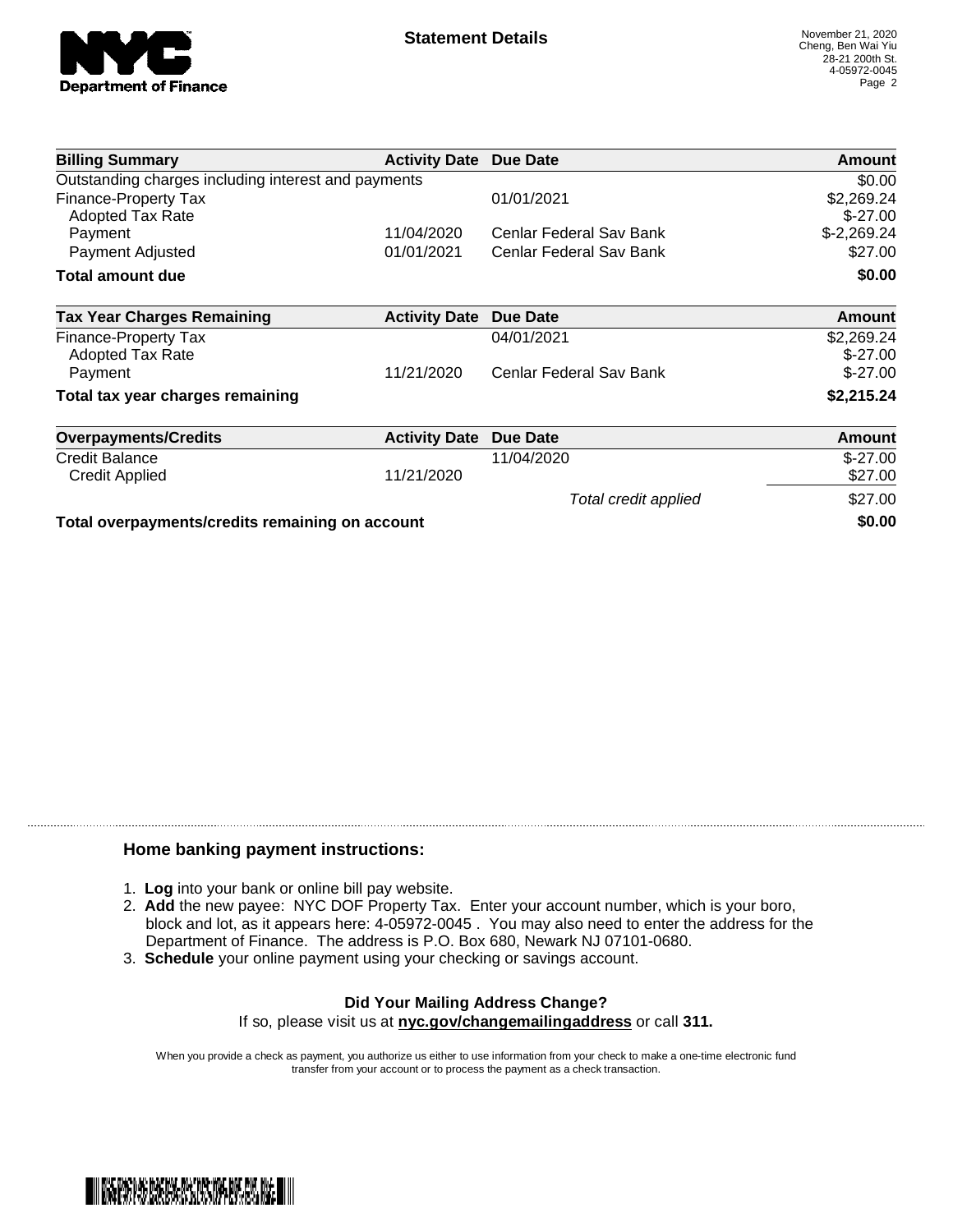## Statement Details

November 21, 2020
Cheng, Ben Wai Yiu
28-21 200th St.
4-05972-0045

| Billing Summary | Activity Date | Due Date | Amount |
|---|---|---|---|
| Outstanding charges including interest and payments | | | $0.00 |
| Finance-Property Tax | | 01/01/2021 | $2,269.24 |
| Adopted Tax Rate | | | $-27.00 |
| Payment | 11/04/2020 | Cenlar Federal Sav Bank | $-2,269.24 |
| Payment Adjusted | 01/01/2021 | Cenlar Federal Sav Bank | $27.00 |
| **Total amount due** | | | **$0.00** |

| Tax Year Charges Remaining | Activity Date | Due Date | Amount |
|---|---|---|---|
| Finance-Property Tax | | 04/01/2021 | $2,269.24 |
| Adopted Tax Rate | | | $-27.00 |
| Payment | 11/21/2020 | Cenlar Federal Sav Bank | $-27.00 |
| **Total tax year charges remaining** | | | **$2,215.24** |

| Overpayments/Credits | Activity Date | Due Date | Amount |
|---|---|---|---|
| Credit Balance | | 11/04/2020 | $-27.00 |
| Credit Applied | 11/21/2020 | | $27.00 |
| | | *Total credit applied* | $27.00 |
| **Total overpayments/credits remaining on account** | | | **$0.00** |

### Home banking payment instructions:

1. **Log** into your bank or online bill pay website.
2. **Add** the new payee: NYC DOF Property Tax. Enter your account number, which is your boro, block and lot, as it appears here: 4-05972-0045 . You may also need to enter the address for the Department of Finance. The address is P.O. Box 680, Newark NJ 07101-0680.
3. **Schedule** your online payment using your checking or savings account.

**Did Your Mailing Address Change?**
If so, please visit us at **nyc.gov/changemailingaddress** or call **311.**

When you provide a check as payment, you authorize us either to use information from your check to make a one-time electronic fund transfer from your account or to process the payment as a check transaction.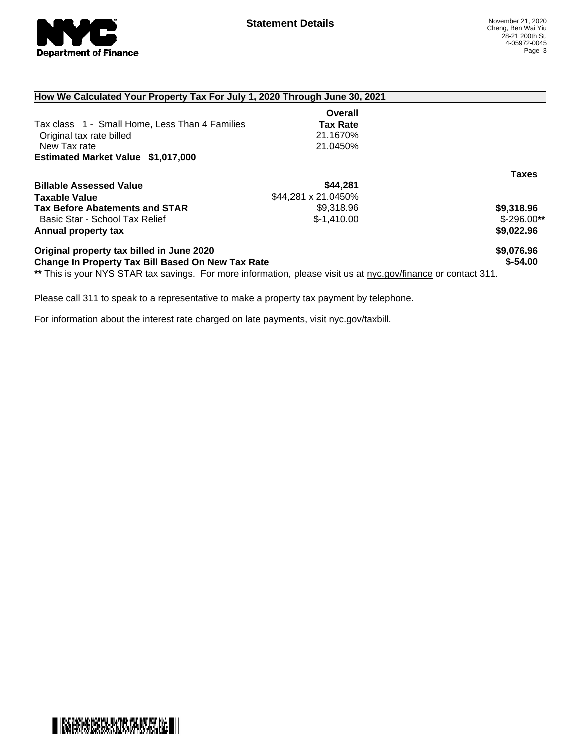# Statement Details

November 21, 2020
Cheng, Ben Wai Yiu
28-21 200th St.
4-05972-0045

## How We Calculated Your Property Tax For July 1, 2020 Through June 30, 2021

| | Overall Tax Rate | Taxes |
|---|---|---|
| Tax class 1 - Small Home, Less Than 4 Families | | |
| Original tax rate billed | 21.1670% | |
| New Tax rate | 21.0450% | |
| **Estimated Market Value $1,017,000** | | |
| **Billable Assessed Value** | **$44,281** | |
| **Taxable Value** | $44,281 x 21.0450% | |
| **Tax Before Abatements and STAR** | $9,318.96 | **$9,318.96** |
| Basic Star - School Tax Relief | $-1,410.00 | $-296.00** |
| **Annual property tax** | | **$9,022.96** |
| **Original property tax billed in June 2020** | | **$9,076.96** |
| **Change In Property Tax Bill Based On New Tax Rate** | | **$-54.00** |

** This is your NYS STAR tax savings. For more information, please visit us at nyc.gov/finance or contact 311.

Please call 311 to speak to a representative to make a property tax payment by telephone.

For information about the interest rate charged on late payments, visit nyc.gov/taxbill.